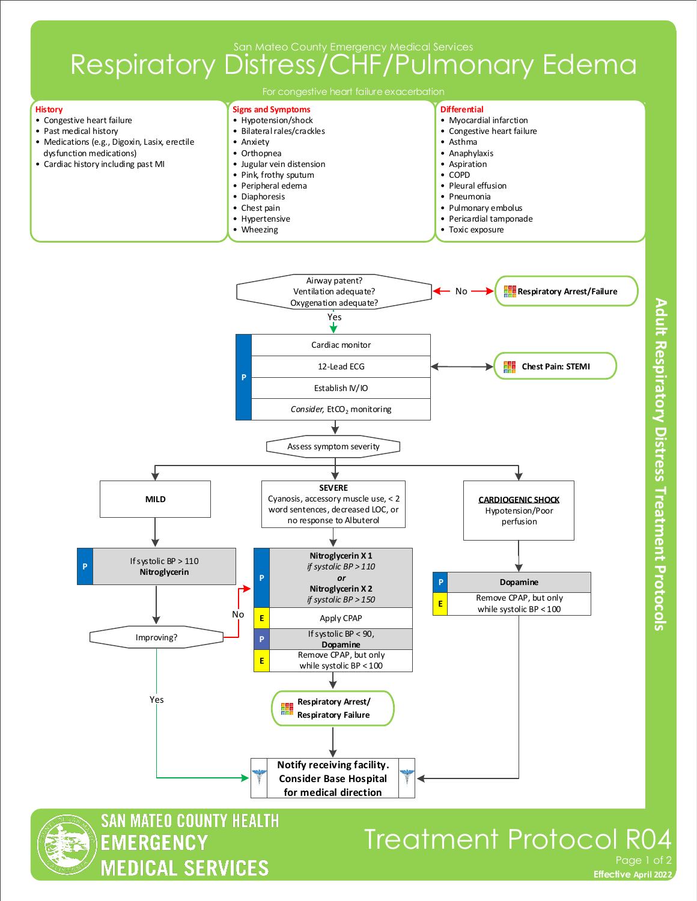San Mateo County Emergency Medical Services

# Respiratory Distress/CHF/Pulmonary Edema

For congestive heart failure exacerbation

**History**
- Congestive heart failure
- Past medical history
- Medications (e.g., Digoxin, Lasix, erectile dysfunction medications)
- Cardiac history including past MI

**Signs and Symptoms**
- Hypotension/shock
- Bilateral rales/crackles
- Anxiety
- Orthopnea
- Jugular vein distension
- Pink, frothy sputum
- Peripheral edema
- Diaphoresis
- Chest pain
- Hypertensive
- Wheezing

**Differential**
- Myocardial infarction
- Congestive heart failure
- Asthma
- Anaphylaxis
- Aspiration
- COPD
- Pleural effusion
- Pneumonia
- Pulmonary embolus
- Pericardial tamponade
- Toxic exposure

---

**Airway patent? Ventilation adequate? Oxygenation adequate?**
- No → **Respiratory Arrest/Failure**
- Yes ↓

**P**
- Cardiac monitor
- 12-Lead ECG ↔ **Chest Pain: STEMI**
- Establish IV/IO
- *Consider,* $EtCO_2$ monitoring

↓

**Assess symptom severity**

**MILD**
- **P** If systolic BP > 110 **Nitroglycerin**
- **Improving?**
  - No → go to SEVERE treatment (Nitroglycerin)
  - Yes → Notify receiving facility

**SEVERE**
Cyanosis, accessory muscle use, < 2 word sentences, decreased LOC, or no response to Albuterol

- **P** **Nitroglycerin X 1** *if systolic BP > 110* ***or*** **Nitroglycerin X 2** *if systolic BP > 150*
- **E** Apply CPAP
- **P** If systolic BP < 90, **Dopamine**
- **E** Remove CPAP, but only while systolic BP < 100

↓

**Respiratory Arrest/ Respiratory Failure**

↓

Notify receiving facility

**CARDIOGENIC SHOCK**
Hypotension/Poor perfusion

- **P** **Dopamine**
- **E** Remove CPAP, but only while systolic BP < 100

↓

**Notify receiving facility. Consider Base Hospital for medical direction**

Adult Respiratory Distress Treatment Protocols

SAN MATEO COUNTY HEALTH EMERGENCY MEDICAL SERVICES

Treatment Protocol R04

Effective April 2022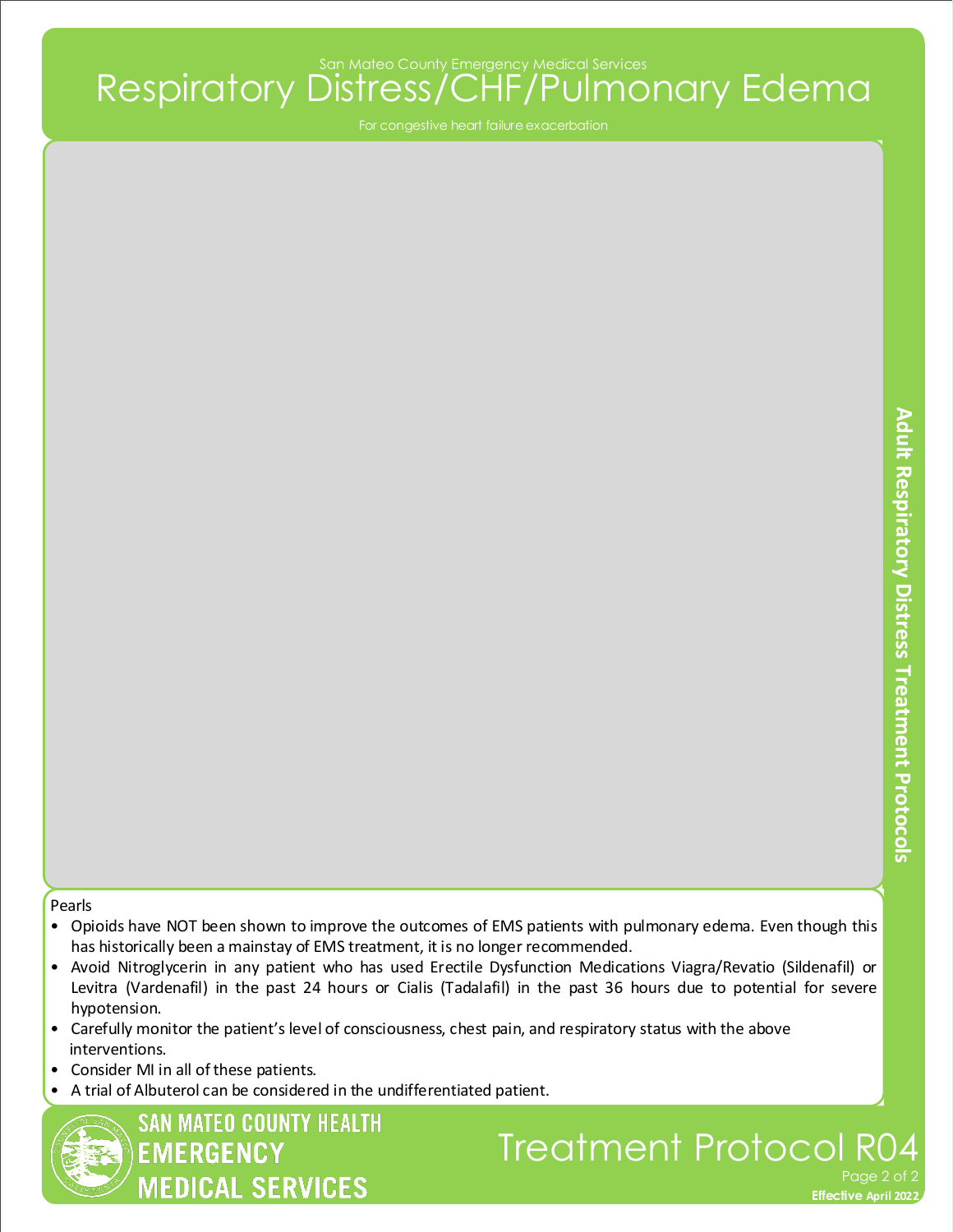# Respiratory Distress/CHF/Pulmonary Edema

For congestive heart failure exacerbation

Pearls

- Opioids have NOT been shown to improve the outcomes of EMS patients with pulmonary edema. Even though this has historically been a mainstay of EMS treatment, it is no longer recommended.
- Avoid Nitroglycerin in any patient who has used Erectile Dysfunction Medications Viagra/Revatio (Sildenafil) or Levitra (Vardenafil) in the past 24 hours or Cialis (Tadalafil) in the past 36 hours due to potential for severe hypotension.
- Carefully monitor the patient's level of consciousness, chest pain, and respiratory status with the above interventions.
- Consider MI in all of these patients.
- A trial of Albuterol can be considered in the undifferentiated patient.

Treatment Protocol R04

Effective April 2022